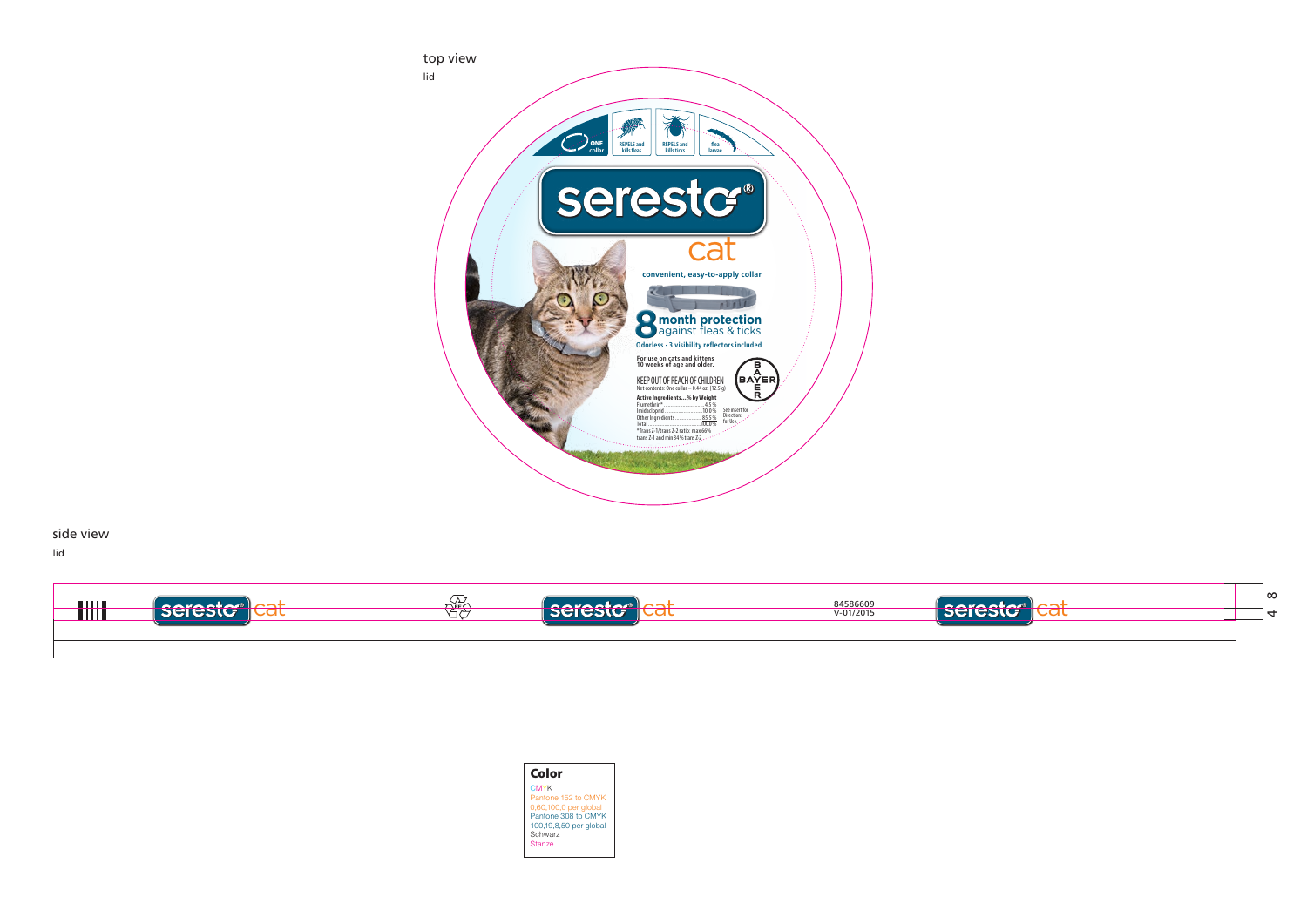top view

lid

ONE collar

REPELS and kills fleas

REPELS and kills ticks

flea larvae

# seresto®

## cat

**convenient, easy-to-apply collar**

**8 month protection** against fleas & ticks

**Odorless · 3 visibility reflectors included**

**For use on cats and kittens 10 weeks of age and older.**

BAYER

KEEP OUT OF REACH OF CHILDREN

Net contents: One collar – 0.44 oz. (12.5 g)

**Active Ingredients... % by Weight**

Flumethrin* .................................. 4.5 %

Imidacloprid ................................ 10.0 %

Other Ingredients ........................ 85.5 %

Total ........................................ 100.0 %

*Trans Z-1/trans Z-2 ratio: max 66% trans Z-1 and min 34 % trans Z-2

See insert for Directions for Use.

side view

lid

seresto® cat

seresto® cat

84586609
V-01/2015

seresto® cat

48

**Color**

CMYK

Pantone 152 to CMYK 0,60,100,0 per global

Pantone 308 to CMYK 100,19,8,50 per global

Schwarz

Stanze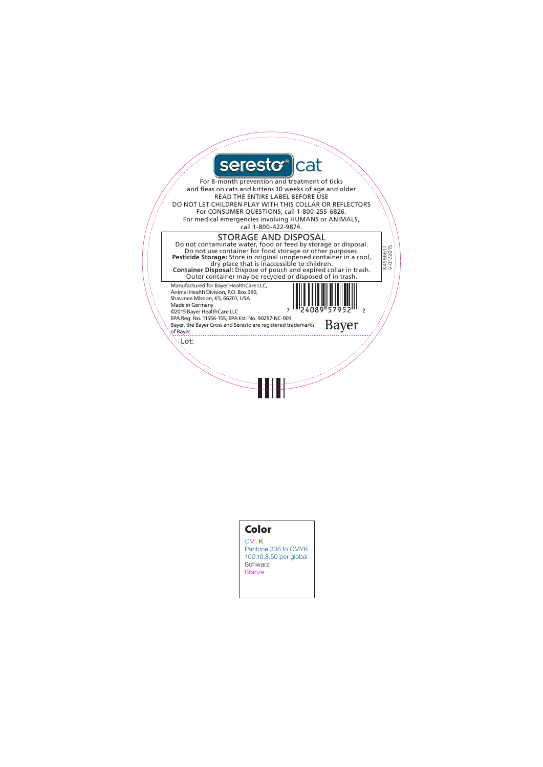# seresto® cat

For 8-month prevention and treatment of ticks and fleas on cats and kittens 10 weeks of age and older

READ THE ENTIRE LABEL BEFORE USE

DO NOT LET CHILDREN PLAY WITH THIS COLLAR OR REFLECTORS

For CONSUMER QUESTIONS, call 1-800-255-6826.

For medical emergencies involving HUMANS or ANIMALS, call 1-800-422-9874.

## STORAGE AND DISPOSAL

Do not contaminate water, food or feed by storage or disposal.
Do not use container for food storage or other purposes.

**Pesticide Storage:** Store in original unopened container in a cool, dry place that is inaccessible to children.

**Container Disposal:** Dispose of pouch and expired collar in trash. Outer container may be recycled or disposed of in trash.

8458617
V-01/2015

Manufactured for Bayer HealthCare LLC,
Animal Health Division, P.O. Box 390,
Shawnee Mission, KS, 66201, USA
Made in Germany
©2015 Bayer HealthCare LLC
EPA Reg. No. 11556-155, EPA Est. No. 90297-NC-001
Bayer, the Bayer Cross and Seresto are registered trademarks of Bayer.

7 24089 57952 2

Bayer

Lot:

**Color**

CMYK
Pantone 308 to CMYK 100,19,8,50 per global
Schwarz
Stanze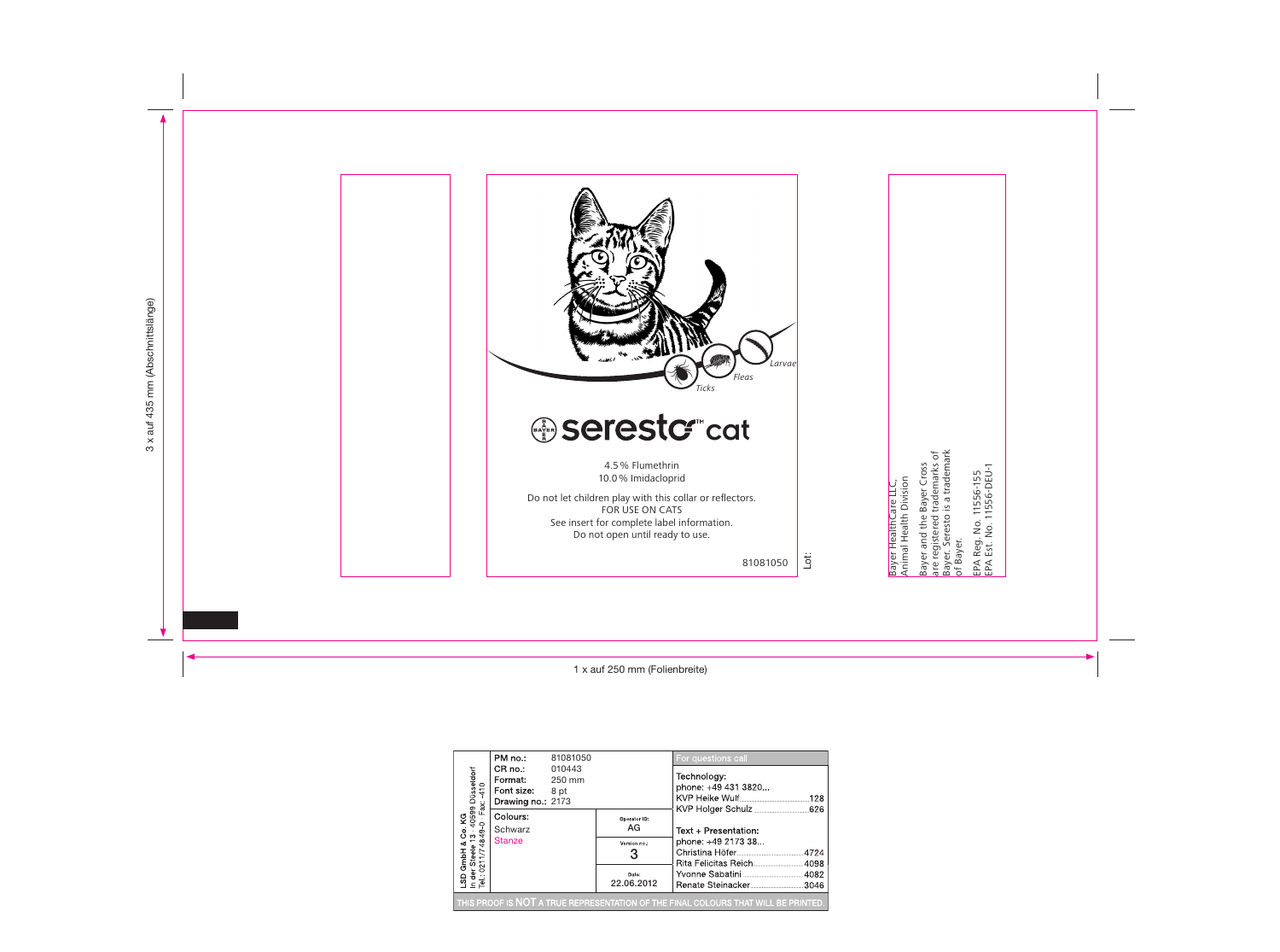3 x auf 435 mm (Abschnittslänge)

Larvae

Fleas

Ticks

# seresto™ cat

4.5 % Flumethrin
10.0 % Imidacloprid

Do not let children play with this collar or reflectors.
FOR USE ON CATS
See insert for complete label information.
Do not open until ready to use.

81081050

Lot:

Bayer HealthCare LLC,
Animal Health Division

Bayer and the Bayer Cross are registered trademarks of Bayer. Seresto is a trademark of Bayer.

EPA Reg. No. 11556-155
EPA Est. No. 11556-DEU-1

1 x auf 250 mm (Folienbreite)

LSD GmbH & Co. KG
In der Steele 13 · 40599 Düsseldorf
Tel.: 0211/74849-0 · Fax: -410

| | | | |
|---|---|---|---|
| PM no.: | 81081050 | | **For questions call** |
| CR no.: | 010443 | | **Technology:** phone: +49 431 3820... |
| Format: | 250 mm | | KVP Heike Wulf ..... 128 |
| Font size: | 8 pt | | KVP Holger Schulz ..... 626 |
| Drawing no.: | 2173 | | |
| Colours: | | Operator ID: AG | **Text + Presentation:** phone: +49 2173 38... |
| Schwarz | | Version no.: 3 | Christina Höfer ..... 4724 |
| Stanze | | | Rita Felicitas Reich ..... 4098 |
| | | Date: 22.06.2012 | Yvonne Sabatini ..... 4082 |
| | | | Renate Steinacker ..... 3046 |

THIS PROOF IS NOT A TRUE REPRESENTATION OF THE FINAL COLOURS THAT WILL BE PRINTED.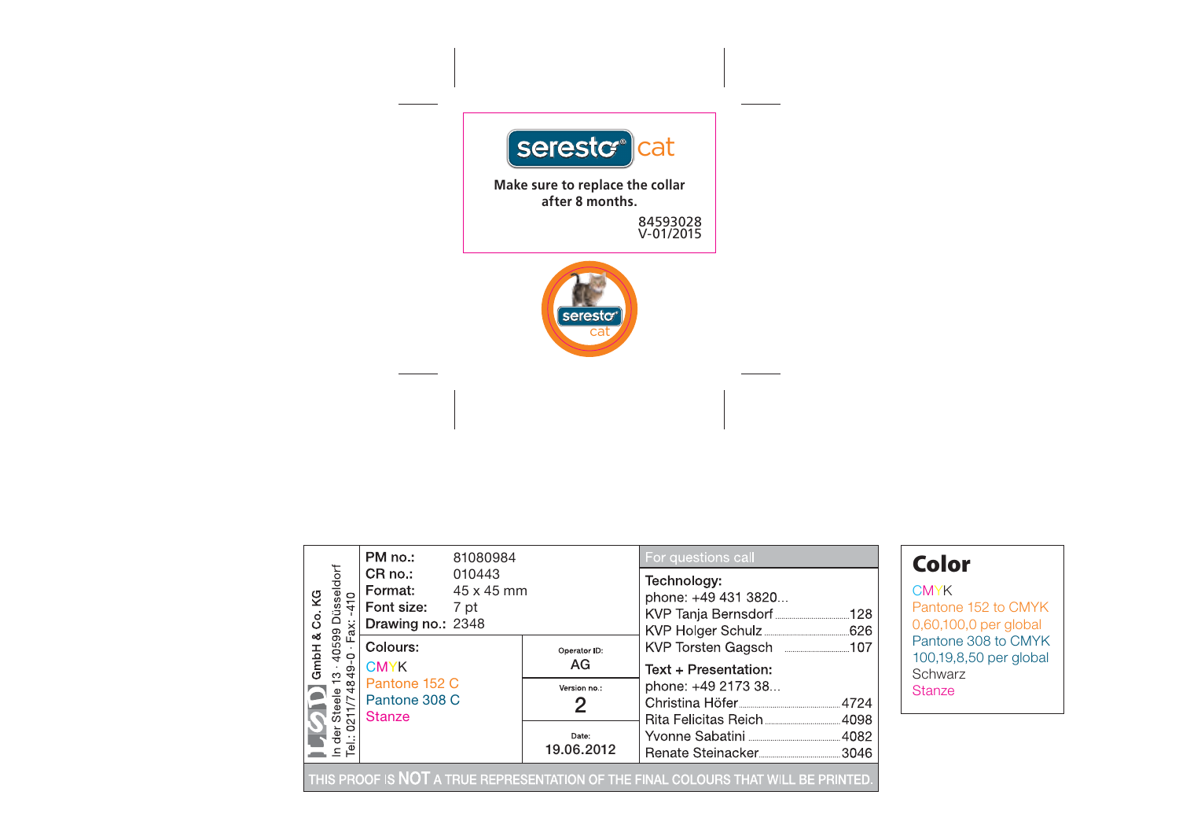seresto® cat

Make sure to replace the collar after 8 months.

84593028
V-01/2015

seresto® cat

LSD GmbH & Co. KG
In der Steele 13 · 40599 Düsseldorf
Tel.: 0211/74849-0 · Fax: -410

| | |
|---|---|
| **PM no.:** | 81080984 |
| **CR no.:** | 010443 |
| **Format:** | 45 x 45 mm |
| **Font size:** | 7 pt |
| **Drawing no.:** | 2348 |

**Colours:**
CMYK
Pantone 152 C
Pantone 308 C
Stanze

Operator ID: AG

Version no.: 2

Date: 19.06.2012

For questions call

**Technology:**
phone: +49 431 3820...

- KVP Tanja Bernsdorf ........ 128
- KVP Holger Schulz ........ 626
- KVP Torsten Gagsch ........ 107

**Text + Presentation:**
phone: +49 2173 38...

- Christina Höfer ........ 4724
- Rita Felicitas Reich ........ 4098
- Yvonne Sabatini ........ 4082
- Renate Steinacker ........ 3046

THIS PROOF IS NOT A TRUE REPRESENTATION OF THE FINAL COLOURS THAT WILL BE PRINTED.

## Color

CMYK
Pantone 152 to CMYK
0,60,100,0 per global
Pantone 308 to CMYK
100,19,8,50 per global
Schwarz
Stanze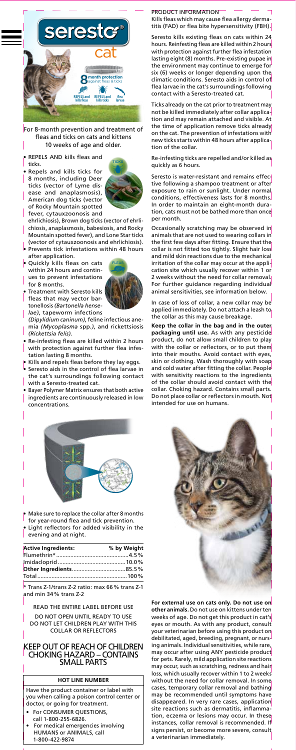For 8-month prevention and treatment of fleas and ticks on cats and kittens 10 weeks of age and older.

- REPELS AND kills fleas and ticks.
- Repels and kills ticks for 8 months, including Deer ticks (vector of Lyme disease and anaplasmosis), American dog ticks (vector of Rocky Mountain spotted fever, cytauxzoonosis and ehrlichiosis), Brown dog ticks (vector of ehrlichiosis, anaplasmosis, babesiosis, and Rocky Mountain spotted fever), and Lone Star ticks (vector of cytauxzoonosis and ehrlichiosis).
- Prevents tick infestations within 48 hours after application.
- Quickly kills fleas on cats within 24 hours and continues to prevent infestations for 8 months.
- Treatment with Seresto kills fleas that may vector bartonellosis *(Bartonella henselae)*, tapeworm infections *(Dipylidium caninum)*, feline infectious anemia *(Mycoplasma* spp.*)*, and rickettsiosis *(Rickettsia felis)*.
- Re-infesting fleas are killed within 2 hours with protection against further flea infestation lasting 8 months.
- Kills and repels fleas before they lay eggs.
- Seresto aids in the control of flea larvae in the cat's surroundings following contact with a Seresto-treated cat.
- Bayer Polymer Matrix ensures that both active ingredients are continuously released in low concentrations.

- Make sure to replace the collar after 8 months for year-round flea and tick prevention.
- Light reflectors for added visibility in the evening and at night.

| **Active Ingredients:** | **% by Weight** |
|---|---|
| Flumethrin* | 4.5% |
| Imidacloprid | 10.0% |
| **Other Ingredients** | 85.5% |
| Total | 100% |

\* Trans Z-1/trans Z-2 ratio: max 66% trans Z-1 and min 34% trans Z-2

READ THE ENTIRE LABEL BEFORE USE

DO NOT OPEN UNTIL READY TO USE
DO NOT LET CHILDREN PLAY WITH THIS COLLAR OR REFLECTORS

## KEEP OUT OF REACH OF CHILDREN CHOKING HAZARD – CONTAINS SMALL PARTS

### HOT LINE NUMBER

Have the product container or label with you when calling a poison control center or doctor, or going for treatment.

- For CONSUMER QUESTIONS, call 1-800-255-6826.
- For medical emergencies involving HUMANS or ANIMALS, call 1-800-422-9874

PRODUCT INFORMATION

Kills fleas which may cause flea allergy dermatitis (FAD) or flea bite hypersensitivity (FBH).

Seresto kills existing fleas on cats within 24 hours. Reinfesting fleas are killed within 2 hours with protection against further flea infestation lasting eight (8) months. Pre-existing pupae in the environment may continue to emerge for six (6) weeks or longer depending upon the climatic conditions. Seresto aids in control of flea larvae in the cat's surroundings following contact with a Seresto-treated cat.

Ticks already on the cat prior to treatment may not be killed immediately after collar application and may remain attached and visible. At the time of application remove ticks already on the cat. The prevention of infestations with new ticks starts within 48 hours after application of the collar.

Re-infesting ticks are repelled and/or killed as quickly as 6 hours.

Seresto is water-resistant and remains effective following a shampoo treatment or after exposure to rain or sunlight. Under normal conditions, effectiveness lasts for 8 months. In order to maintain an eight-month duration, cats must not be bathed more than once per month.

Occasionally scratching may be observed in animals that are not used to wearing collars in the first few days after fitting. Ensure that the collar is not fitted too tightly. Slight hair loss and mild skin reactions due to the mechanical irritation of the collar may occur at the application site which usually recover within 1 or 2 weeks without the need for collar removal. For further guidance regarding individual animal sensitivities, see information below.

In case of loss of collar, a new collar may be applied immediately. Do not attach a leash to the collar as this may cause breakage.

**Keep the collar in the bag and in the outer packaging until use.** As with any pesticide product, do not allow small children to play with the collar or reflectors, or to put them into their mouths. Avoid contact with eyes, skin or clothing. Wash thoroughly with soap and cold water after fitting the collar. People with sensitivity reactions to the ingredients of the collar should avoid contact with the collar. Choking hazard. Contains small parts. Do not place collar or reflectors in mouth. Not intended for use on humans.

**For external use on cats only. Do not use on other animals.** Do not use on kittens under ten weeks of age. Do not get this product in cat's eyes or mouth. As with any product, consult your veterinarian before using this product on debilitated, aged, breeding, pregnant, or nursing animals. Individual sensitivities, while rare, may occur after using ANY pesticide product for pets. Rarely, mild application site reactions may occur, such as scratching, redness and hair loss, which usually recover within 1 to 2 weeks without the need for collar removal. In some cases, temporary collar removal and bathing may be recommended until symptoms have disappeared. In very rare cases, application site reactions such as dermatitis, inflammation, eczema or lesions may occur. In these instances, collar removal is recommended. If signs persist, or become more severe, consult a veterinarian immediately.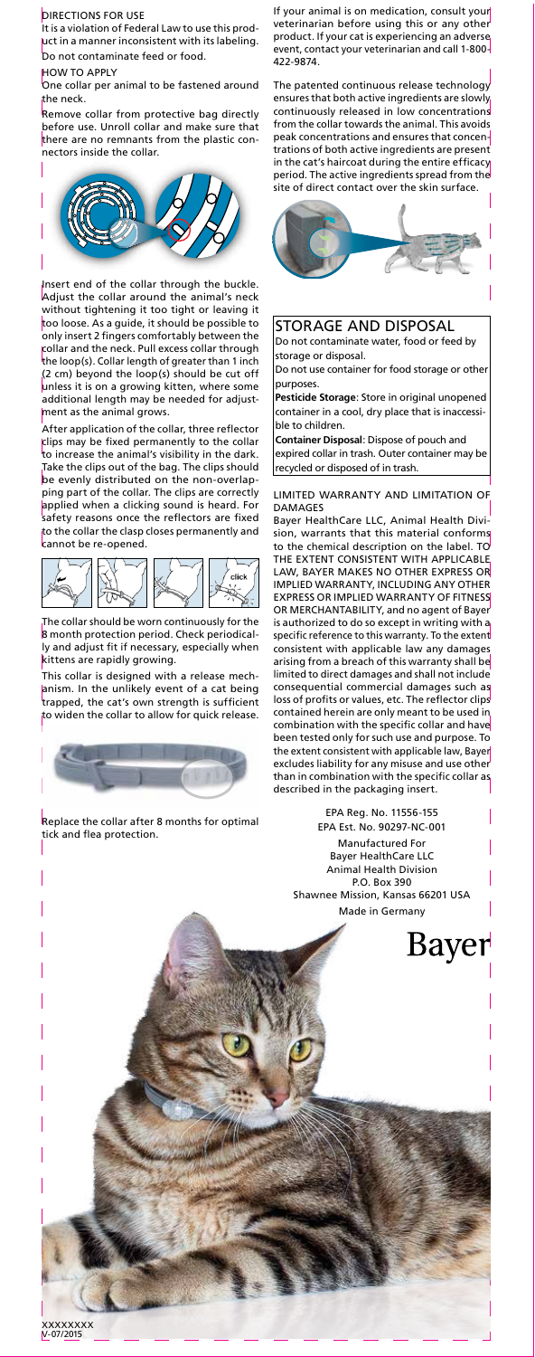### DIRECTIONS FOR USE

It is a violation of Federal Law to use this product in a manner inconsistent with its labeling.

Do not contaminate feed or food.

### HOW TO APPLY

One collar per animal to be fastened around the neck.

Remove collar from protective bag directly before use. Unroll collar and make sure that there are no remnants from the plastic connectors inside the collar.

Insert end of the collar through the buckle. Adjust the collar around the animal's neck without tightening it too tight or leaving it too loose. As a guide, it should be possible to only insert 2 fingers comfortably between the collar and the neck. Pull excess collar through the loop(s). Collar length of greater than 1 inch (2 cm) beyond the loop(s) should be cut off unless it is on a growing kitten, where some additional length may be needed for adjustment as the animal grows.

After application of the collar, three reflector clips may be fixed permanently to the collar to increase the animal's visibility in the dark. Take the clips out of the bag. The clips should be evenly distributed on the non-overlapping part of the collar. The clips are correctly applied when a clicking sound is heard. For safety reasons once the reflectors are fixed to the collar the clasp closes permanently and cannot be re-opened.

click

The collar should be worn continuously for the 8 month protection period. Check periodically and adjust fit if necessary, especially when kittens are rapidly growing.

This collar is designed with a release mechanism. In the unlikely event of a cat being trapped, the cat's own strength is sufficient to widen the collar to allow for quick release.

Replace the collar after 8 months for optimal tick and flea protection.

If your animal is on medication, consult your veterinarian before using this or any other product. If your cat is experiencing an adverse event, contact your veterinarian and call 1-800-422-9874.

The patented continuous release technology ensures that both active ingredients are slowly, continuously released in low concentrations from the collar towards the animal. This avoids peak concentrations and ensures that concentrations of both active ingredients are present in the cat's haircoat during the entire efficacy period. The active ingredients spread from the site of direct contact over the skin surface.

## STORAGE AND DISPOSAL

Do not contaminate water, food or feed by storage or disposal.

Do not use container for food storage or other purposes.

**Pesticide Storage**: Store in original unopened container in a cool, dry place that is inaccessible to children.

**Container Disposal**: Dispose of pouch and expired collar in trash. Outer container may be recycled or disposed of in trash.

### LIMITED WARRANTY AND LIMITATION OF DAMAGES

Bayer HealthCare LLC, Animal Health Division, warrants that this material conforms to the chemical description on the label. TO THE EXTENT CONSISTENT WITH APPLICABLE LAW, BAYER MAKES NO OTHER EXPRESS OR IMPLIED WARRANTY, INCLUDING ANY OTHER EXPRESS OR IMPLIED WARRANTY OF FITNESS OR MERCHANTABILITY, and no agent of Bayer is authorized to do so except in writing with a specific reference to this warranty. To the extent consistent with applicable law any damages arising from a breach of this warranty shall be limited to direct damages and shall not include consequential commercial damages such as loss of profits or values, etc. The reflector clips contained herein are only meant to be used in combination with the specific collar and have been tested only for such use and purpose. To the extent consistent with applicable law, Bayer excludes liability for any misuse and use other than in combination with the specific collar as described in the packaging insert.

EPA Reg. No. 11556-155

EPA Est. No. 90297-NC-001

Manufactured For

Bayer HealthCare LLC

Animal Health Division

P.O. Box 390

Shawnee Mission, Kansas 66201 USA

Made in Germany

Bayer

XXXXXXXX

V-07/2015